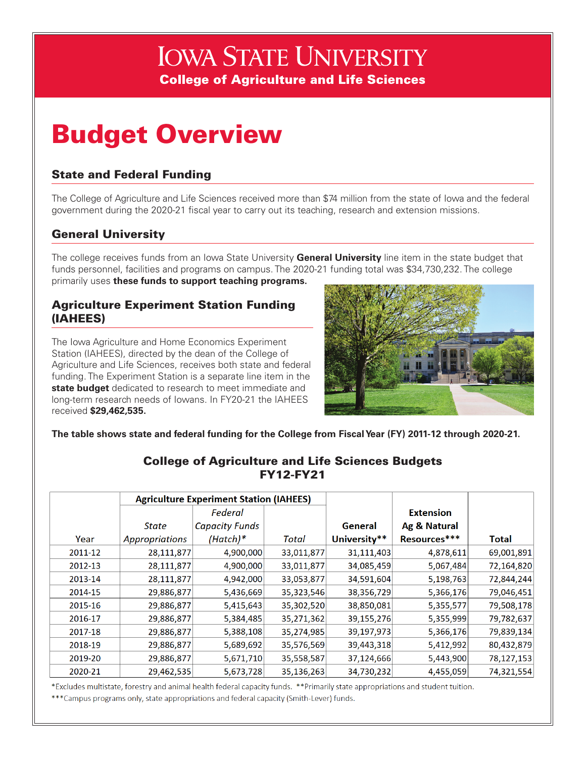# Iowa State University

**College of Agriculture and Life Sciences**

# Budget Overview

## State and Federal Funding

The College of Agriculture and Life Sciences received more than $74 million from the state of Iowa and the federal government during the 2020-21 fiscal year to carry out its teaching, research and extension missions.

## General University

The college receives funds from an Iowa State University **General University** line item in the state budget that funds personnel, facilities and programs on campus. The 2020-21 funding total was $34,730,232. The college primarily uses **these funds to support teaching programs.**

## Agriculture Experiment Station Funding (IAHEES)

The Iowa Agriculture and Home Economics Experiment Station (IAHEES), directed by the dean of the College of Agriculture and Life Sciences, receives both state and federal funding. The Experiment Station is a separate line item in the **state budget** dedicated to research to meet immediate and long-term research needs of Iowans. In FY20-21 the IAHEES received **$29,462,535.**

**The table shows state and federal funding for the College from Fiscal Year (FY) 2011-12 through 2020-21.**

### College of Agriculture and Life Sciences Budgets FY12-FY21

| | Agriculture Experiment Station (IAHEES) | | | | | |
|---|---|---|---|---|---|---|
| Year | *State Appropriations* | *Federal Capacity Funds (Hatch)** | *Total* | General University** | Extension Ag & Natural Resources*** | Total |
| 2011-12 | 28,111,877 | 4,900,000 | 33,011,877 | 31,111,403 | 4,878,611 | 69,001,891 |
| 2012-13 | 28,111,877 | 4,900,000 | 33,011,877 | 34,085,459 | 5,067,484 | 72,164,820 |
| 2013-14 | 28,111,877 | 4,942,000 | 33,053,877 | 34,591,604 | 5,198,763 | 72,844,244 |
| 2014-15 | 29,886,877 | 5,436,669 | 35,323,546 | 38,356,729 | 5,366,176 | 79,046,451 |
| 2015-16 | 29,886,877 | 5,415,643 | 35,302,520 | 38,850,081 | 5,355,577 | 79,508,178 |
| 2016-17 | 29,886,877 | 5,384,485 | 35,271,362 | 39,155,276 | 5,355,999 | 79,782,637 |
| 2017-18 | 29,886,877 | 5,388,108 | 35,274,985 | 39,197,973 | 5,366,176 | 79,839,134 |
| 2018-19 | 29,886,877 | 5,689,692 | 35,576,569 | 39,443,318 | 5,412,992 | 80,432,879 |
| 2019-20 | 29,886,877 | 5,671,710 | 35,558,587 | 37,124,666 | 5,443,900 | 78,127,153 |
| 2020-21 | 29,462,535 | 5,673,728 | 35,136,263 | 34,730,232 | 4,455,059 | 74,321,554 |

*Excludes multistate, forestry and animal health federal capacity funds. **Primarily state appropriations and student tuition.

***Campus programs only, state appropriations and federal capacity (Smith-Lever) funds.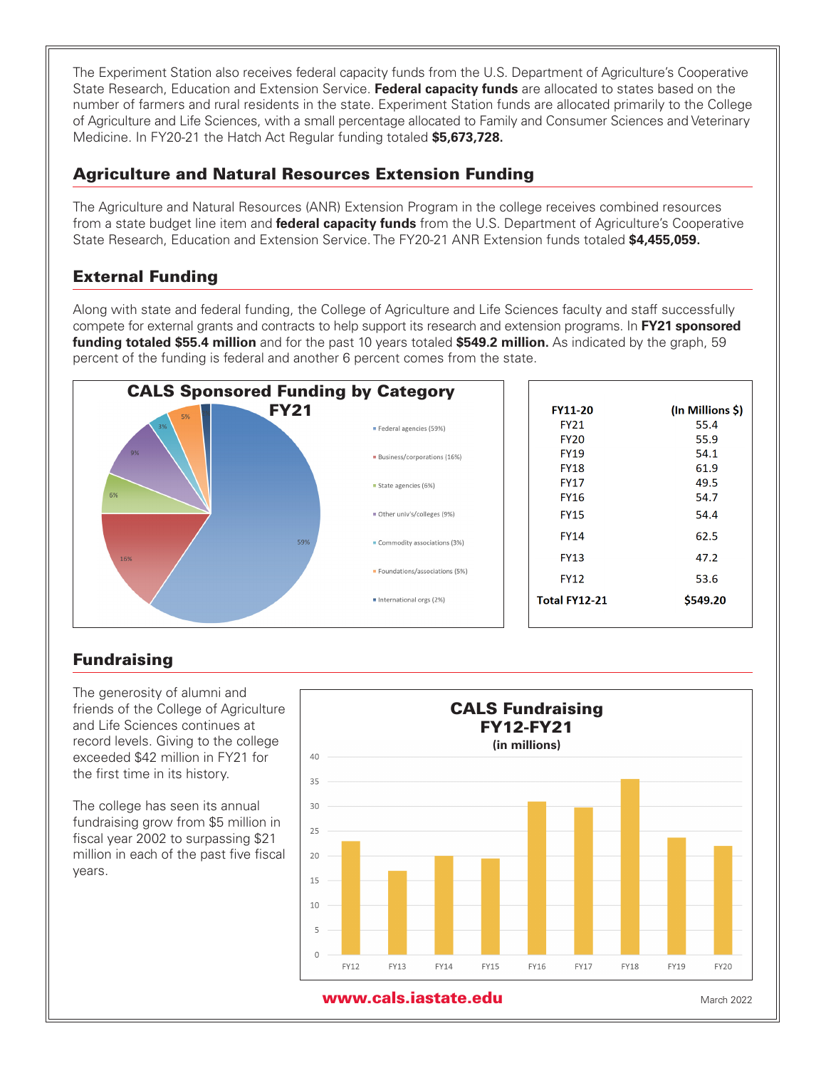The Experiment Station also receives federal capacity funds from the U.S. Department of Agriculture's Cooperative State Research, Education and Extension Service. **Federal capacity funds** are allocated to states based on the number of farmers and rural residents in the state. Experiment Station funds are allocated primarily to the College of Agriculture and Life Sciences, with a small percentage allocated to Family and Consumer Sciences and Veterinary Medicine. In FY20-21 the Hatch Act Regular funding totaled **$5,673,728.**

## Agriculture and Natural Resources Extension Funding

The Agriculture and Natural Resources (ANR) Extension Program in the college receives combined resources from a state budget line item and **federal capacity funds** from the U.S. Department of Agriculture's Cooperative State Research, Education and Extension Service. The FY20-21 ANR Extension funds totaled **$4,455,059.**

## External Funding

Along with state and federal funding, the College of Agriculture and Life Sciences faculty and staff successfully compete for external grants and contracts to help support its research and extension programs. In **FY21 sponsored funding totaled $55.4 million** and for the past 10 years totaled **$549.2 million.** As indicated by the graph, 59 percent of the funding is federal and another 6 percent comes from the state.

CALS Sponsored Funding by Category FY21

59%
16%
6%
9%
3%
5%

Federal agencies (59%)
Business/corporations (16%)
State agencies (6%)
Other univ's/colleges (9%)
Commodity associations (3%)
Foundations/associations (5%)
International orgs (2%)

| FY11-20 | (In Millions $) |
|---|---|
| FY21 | 55.4 |
| FY20 | 55.9 |
| FY19 | 54.1 |
| FY18 | 61.9 |
| FY17 | 49.5 |
| FY16 | 54.7 |
| FY15 | 54.4 |
| FY14 | 62.5 |
| FY13 | 47.2 |
| FY12 | 53.6 |
| **Total FY12-21** | **$549.20** |

## Fundraising

The generosity of alumni and friends of the College of Agriculture and Life Sciences continues at record levels. Giving to the college exceeded $42 million in FY21 for the first time in its history.

The college has seen its annual fundraising grow from $5 million in fiscal year 2002 to surpassing $21 million in each of the past five fiscal years.

CALS Fundraising
FY12-FY21
(in millions)

40
35
30
25
20
15
10
5
0

FY12 FY13 FY14 FY15 FY16 FY17 FY18 FY19 FY20

**www.cals.iastate.edu**

March 2022